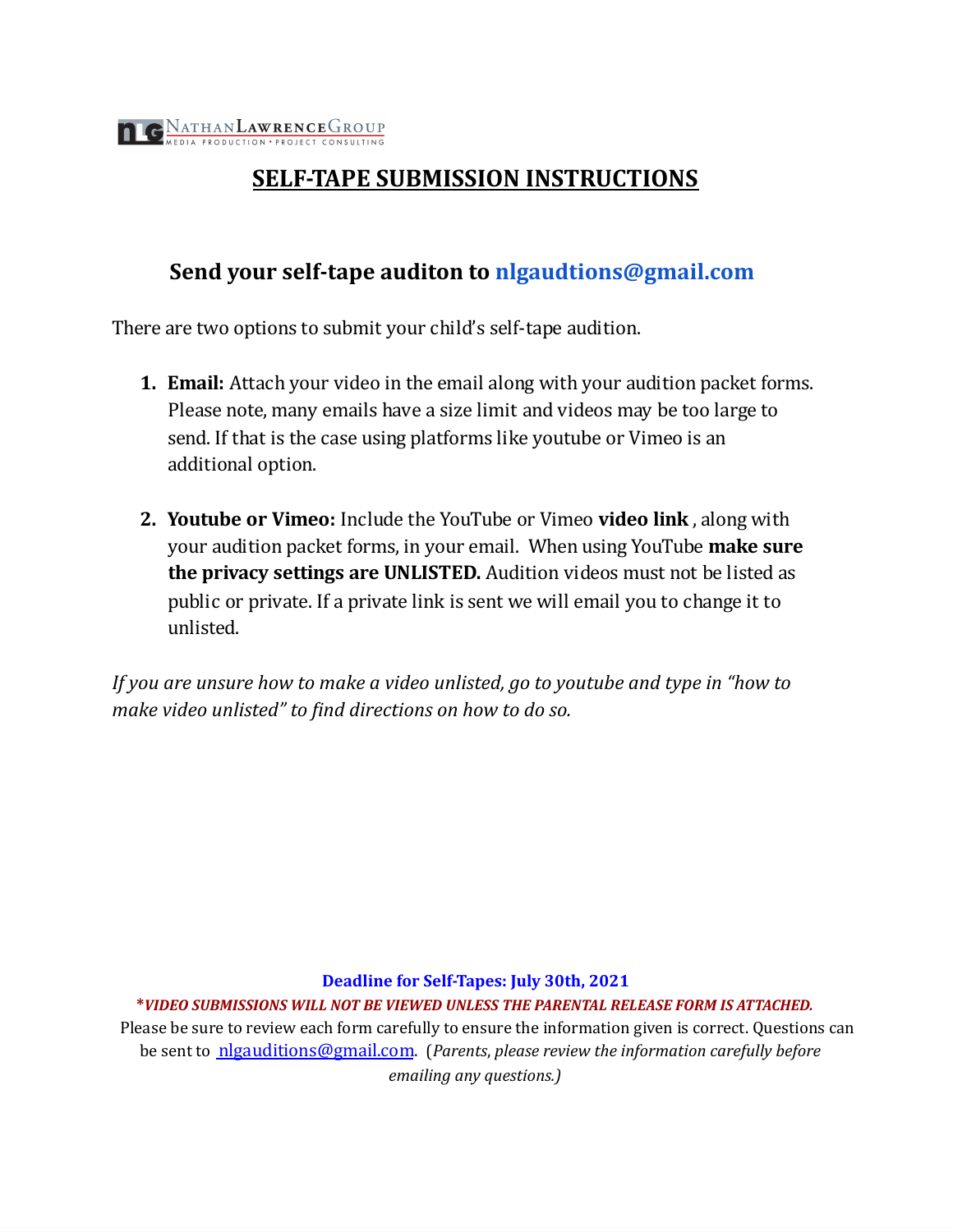NATHAN LAWRENCE GROUP
MEDIA PRODUCTION • PROJECT CONSULTING

# SELF-TAPE SUBMISSION INSTRUCTIONS

## Send your self-tape auditon to nlgaudtions@gmail.com

There are two options to submit your child's self-tape audition.

1. **Email:** Attach your video in the email along with your audition packet forms. Please note, many emails have a size limit and videos may be too large to send. If that is the case using platforms like youtube or Vimeo is an additional option.

2. **Youtube or Vimeo:** Include the YouTube or Vimeo **video link** , along with your audition packet forms, in your email. When using YouTube **make sure the privacy settings are UNLISTED.** Audition videos must not be listed as public or private. If a private link is sent we will email you to change it to unlisted.

*If you are unsure how to make a video unlisted, go to youtube and type in "how to make video unlisted" to find directions on how to do so.*

**Deadline for Self-Tapes: July 30th, 2021**

***VIDEO SUBMISSIONS WILL NOT BE VIEWED UNLESS THE PARENTAL RELEASE FORM IS ATTACHED.***

Please be sure to review each form carefully to ensure the information given is correct. Questions can be sent to nlgauditions@gmail.com. (*Parents, please review the information carefully before emailing any questions.*)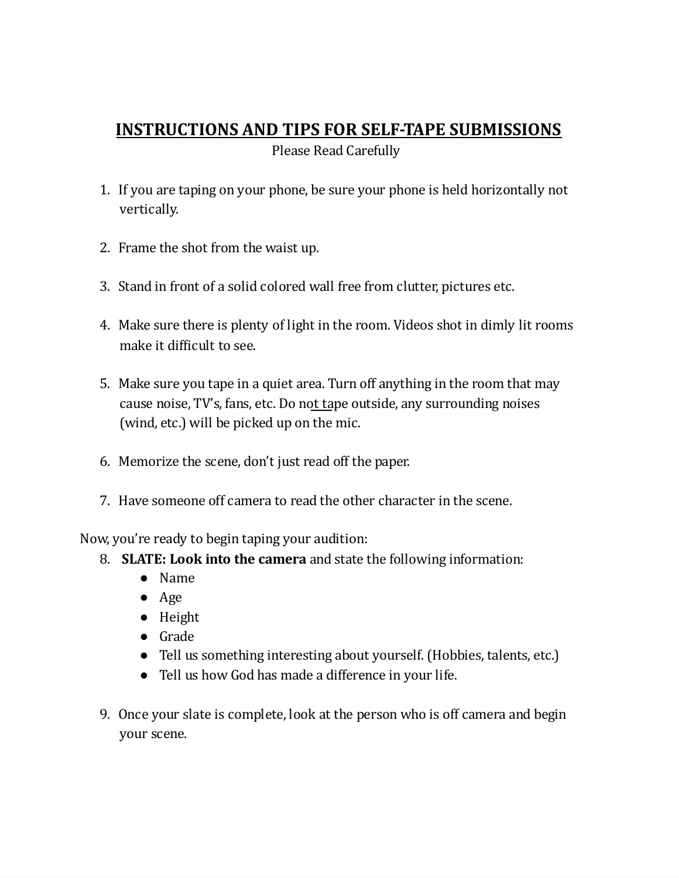# INSTRUCTIONS AND TIPS FOR SELF-TAPE SUBMISSIONS

Please Read Carefully

1. If you are taping on your phone, be sure your phone is held horizontally not vertically.

2. Frame the shot from the waist up.

3. Stand in front of a solid colored wall free from clutter, pictures etc.

4. Make sure there is plenty of light in the room. Videos shot in dimly lit rooms make it difficult to see.

5. Make sure you tape in a quiet area. Turn off anything in the room that may cause noise, TV's, fans, etc. Do not tape outside, any surrounding noises (wind, etc.) will be picked up on the mic.

6. Memorize the scene, don't just read off the paper.

7. Have someone off camera to read the other character in the scene.

Now, you're ready to begin taping your audition:

8. **SLATE: Look into the camera** and state the following information:
   - Name
   - Age
   - Height
   - Grade
   - Tell us something interesting about yourself. (Hobbies, talents, etc.)
   - Tell us how God has made a difference in your life.

9. Once your slate is complete, look at the person who is off camera and begin your scene.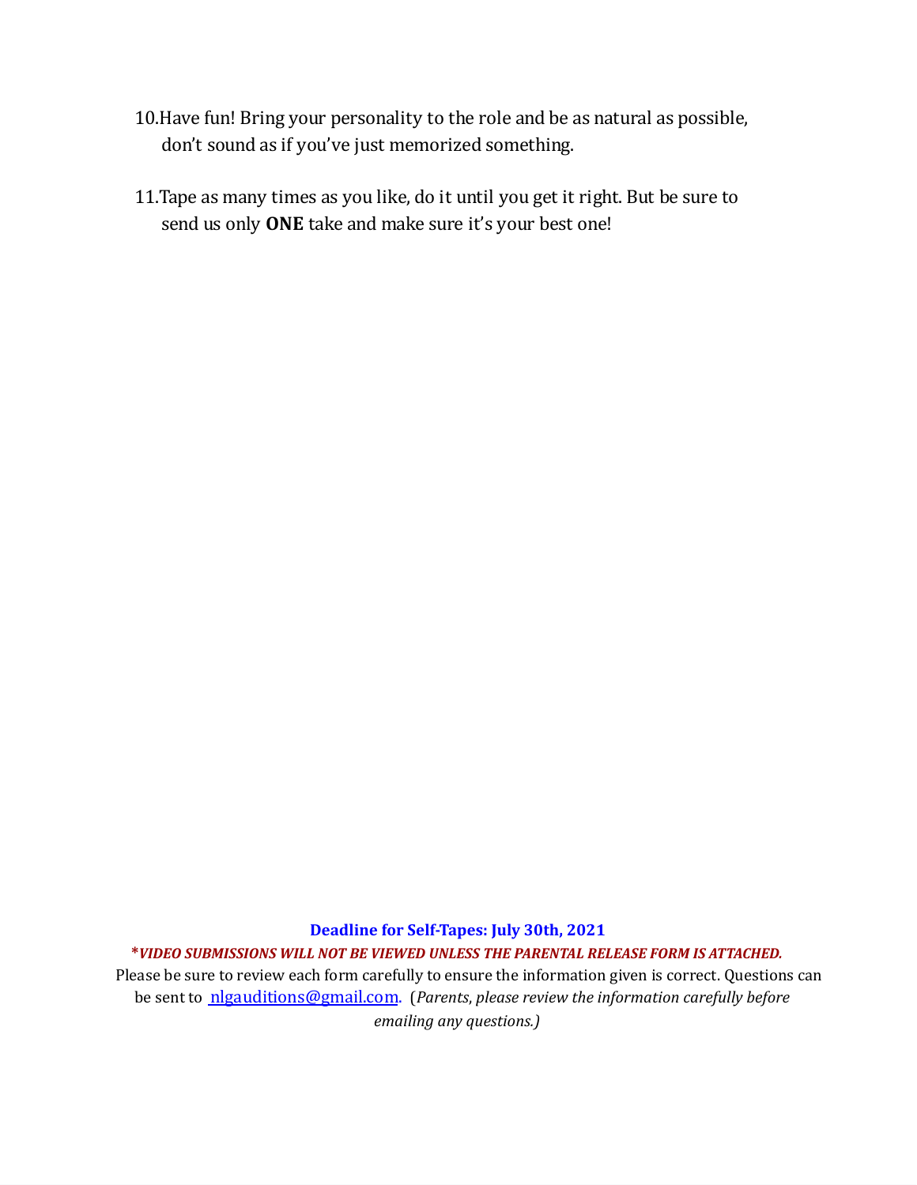10. Have fun! Bring your personality to the role and be as natural as possible, don't sound as if you've just memorized something.

11. Tape as many times as you like, do it until you get it right. But be sure to send us only **ONE** take and make sure it's your best one!

**Deadline for Self-Tapes: July 30th, 2021**

***VIDEO SUBMISSIONS WILL NOT BE VIEWED UNLESS THE PARENTAL RELEASE FORM IS ATTACHED.***

Please be sure to review each form carefully to ensure the information given is correct. Questions can be sent to nlgauditions@gmail.com. (*Parents, please review the information carefully before emailing any questions.)*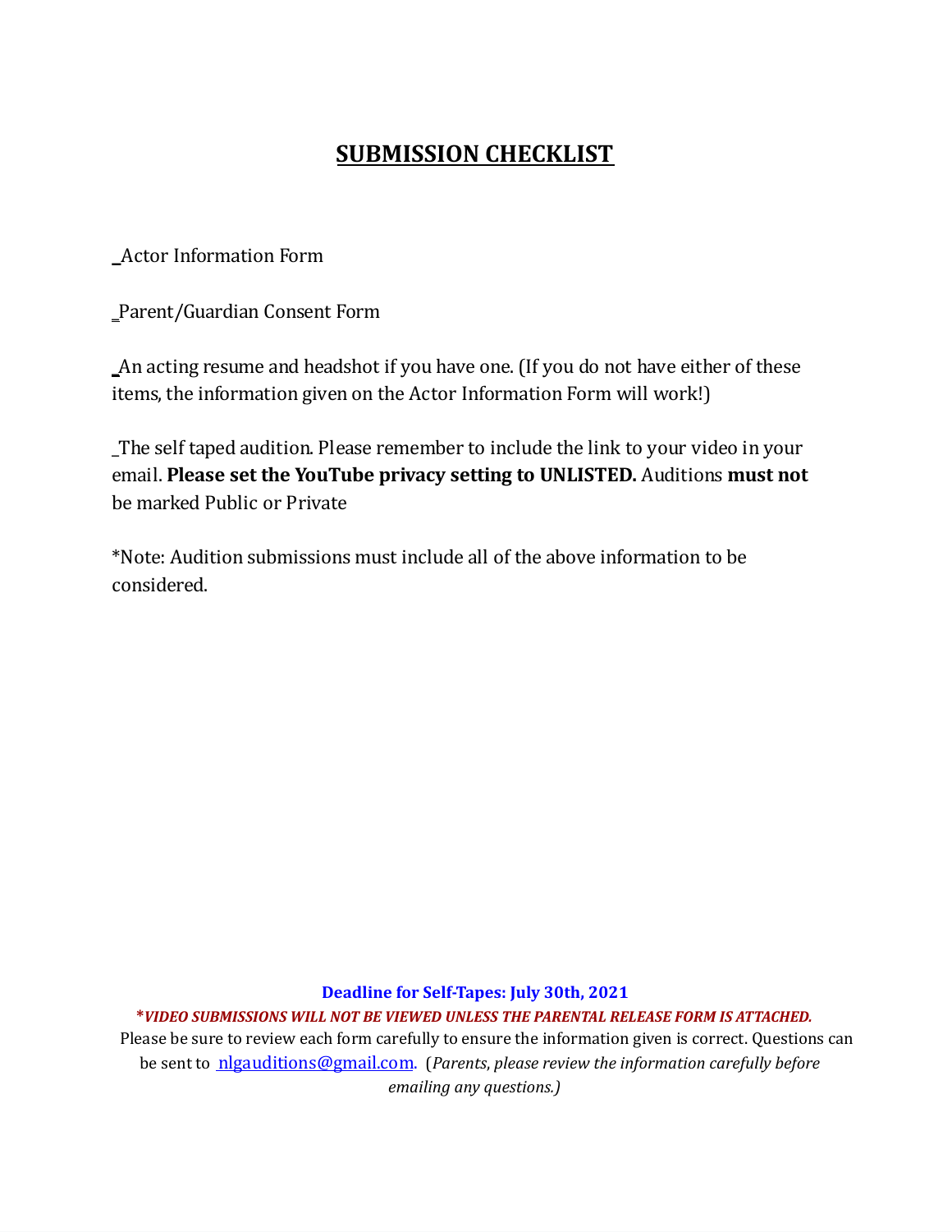# SUBMISSION CHECKLIST

_Actor Information Form

_Parent/Guardian Consent Form

_An acting resume and headshot if you have one. (If you do not have either of these items, the information given on the Actor Information Form will work!)

_The self taped audition. Please remember to include the link to your video in your email. **Please set the YouTube privacy setting to UNLISTED.** Auditions **must not** be marked Public or Private

*Note: Audition submissions must include all of the above information to be considered.

**Deadline for Self-Tapes: July 30th, 2021**

***VIDEO SUBMISSIONS WILL NOT BE VIEWED UNLESS THE PARENTAL RELEASE FORM IS ATTACHED.***

Please be sure to review each form carefully to ensure the information given is correct. Questions can be sent to nlgauditions@gmail.com. (*Parents, please review the information carefully before emailing any questions.)*